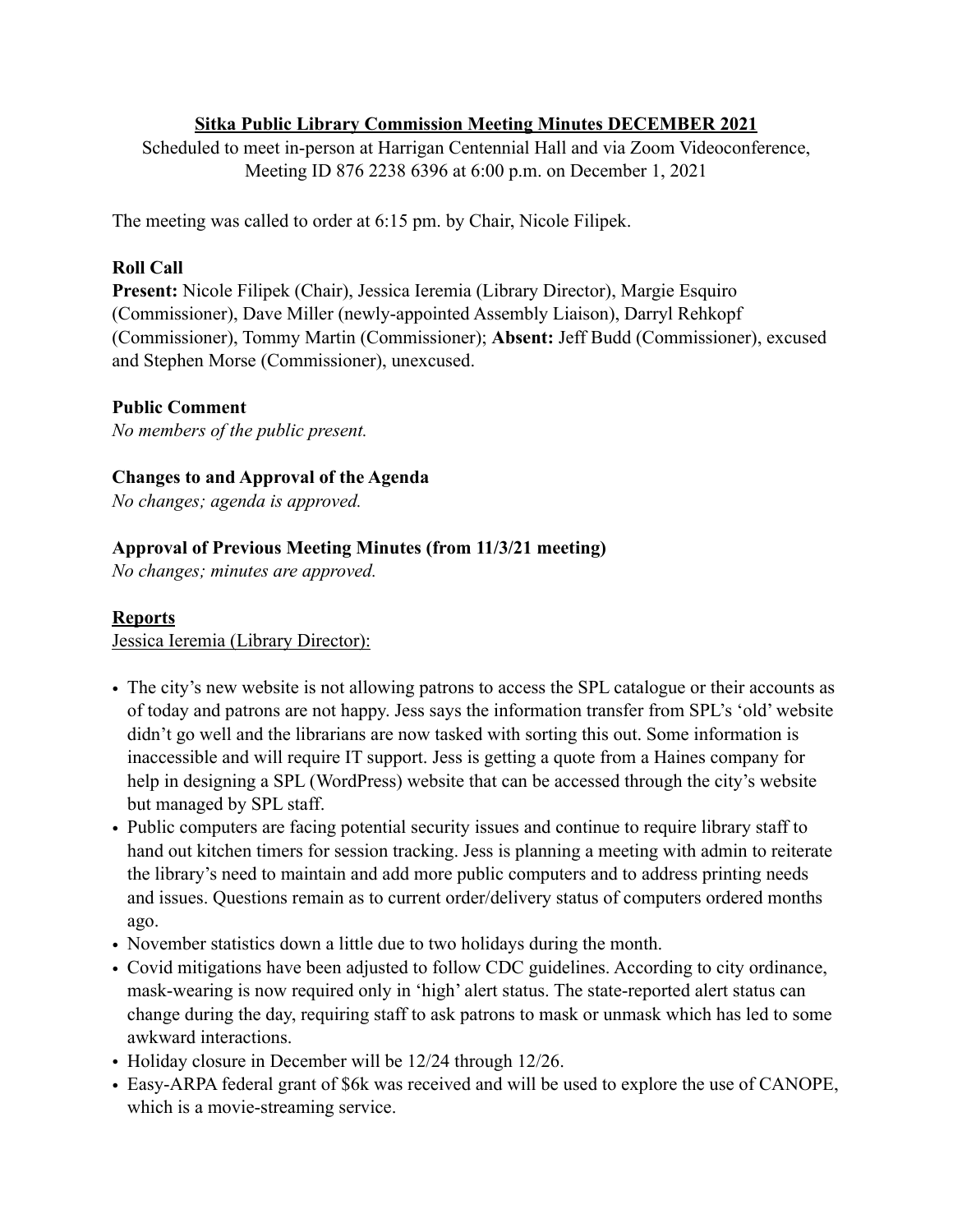# Sitka Public Library Commission Meeting Minutes DECEMBER 2021

Scheduled to meet in-person at Harrigan Centennial Hall and via Zoom Videoconference, Meeting ID 876 2238 6396 at 6:00 p.m. on December 1, 2021

The meeting was called to order at 6:15 pm. by Chair, Nicole Filipek.

**Roll Call**

**Present:** Nicole Filipek (Chair), Jessica Ieremia (Library Director), Margie Esquiro (Commissioner), Dave Miller (newly-appointed Assembly Liaison), Darryl Rehkopf (Commissioner), Tommy Martin (Commissioner); **Absent:** Jeff Budd (Commissioner), excused and Stephen Morse (Commissioner), unexcused.

**Public Comment**

*No members of the public present.*

**Changes to and Approval of the Agenda**

*No changes; agenda is approved.*

**Approval of Previous Meeting Minutes (from 11/3/21 meeting)**

*No changes; minutes are approved.*

## Reports

Jessica Ieremia (Library Director):

- The city's new website is not allowing patrons to access the SPL catalogue or their accounts as of today and patrons are not happy. Jess says the information transfer from SPL's 'old' website didn't go well and the librarians are now tasked with sorting this out. Some information is inaccessible and will require IT support. Jess is getting a quote from a Haines company for help in designing a SPL (WordPress) website that can be accessed through the city's website but managed by SPL staff.
- Public computers are facing potential security issues and continue to require library staff to hand out kitchen timers for session tracking. Jess is planning a meeting with admin to reiterate the library's need to maintain and add more public computers and to address printing needs and issues. Questions remain as to current order/delivery status of computers ordered months ago.
- November statistics down a little due to two holidays during the month.
- Covid mitigations have been adjusted to follow CDC guidelines. According to city ordinance, mask-wearing is now required only in 'high' alert status. The state-reported alert status can change during the day, requiring staff to ask patrons to mask or unmask which has led to some awkward interactions.
- Holiday closure in December will be 12/24 through 12/26.
- Easy-ARPA federal grant of $6k was received and will be used to explore the use of CANOPE, which is a movie-streaming service.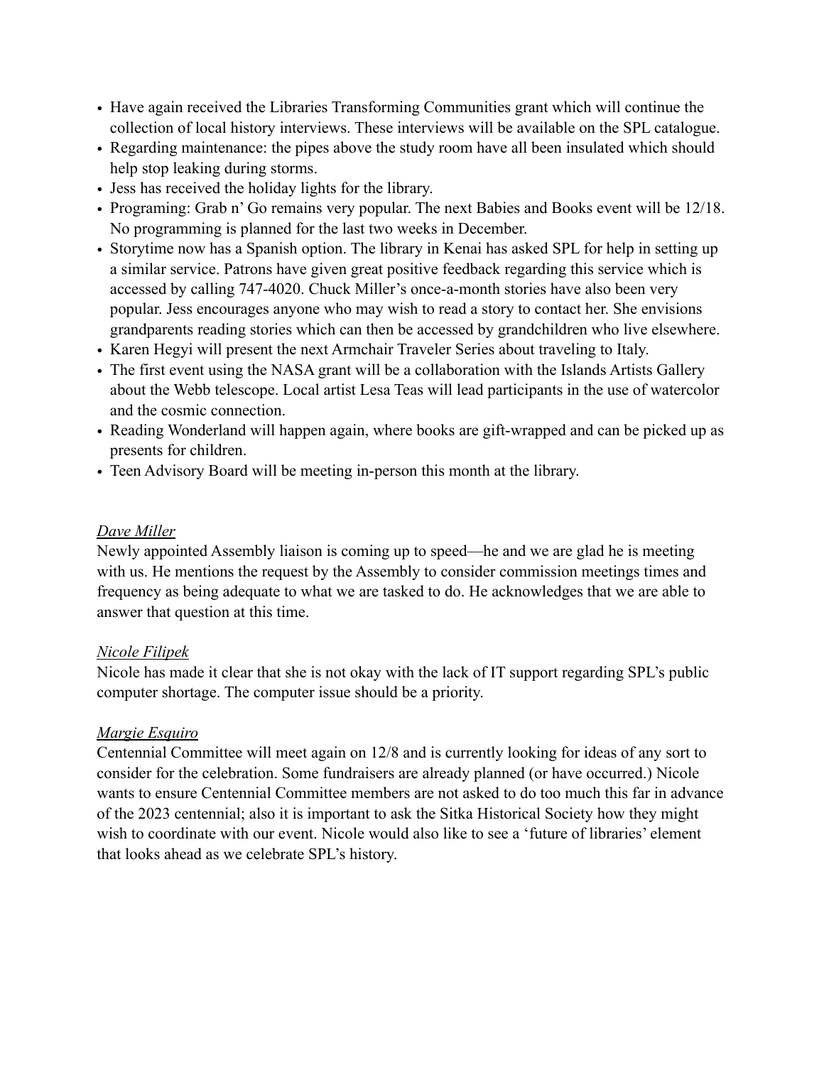- Have again received the Libraries Transforming Communities grant which will continue the collection of local history interviews. These interviews will be available on the SPL catalogue.
- Regarding maintenance: the pipes above the study room have all been insulated which should help stop leaking during storms.
- Jess has received the holiday lights for the library.
- Programing: Grab n' Go remains very popular. The next Babies and Books event will be 12/18. No programming is planned for the last two weeks in December.
- Storytime now has a Spanish option. The library in Kenai has asked SPL for help in setting up a similar service. Patrons have given great positive feedback regarding this service which is accessed by calling 747-4020. Chuck Miller's once-a-month stories have also been very popular. Jess encourages anyone who may wish to read a story to contact her. She envisions grandparents reading stories which can then be accessed by grandchildren who live elsewhere.
- Karen Hegyi will present the next Armchair Traveler Series about traveling to Italy.
- The first event using the NASA grant will be a collaboration with the Islands Artists Gallery about the Webb telescope. Local artist Lesa Teas will lead participants in the use of watercolor and the cosmic connection.
- Reading Wonderland will happen again, where books are gift-wrapped and can be picked up as presents for children.
- Teen Advisory Board will be meeting in-person this month at the library.

*Dave Miller*

Newly appointed Assembly liaison is coming up to speed—he and we are glad he is meeting with us. He mentions the request by the Assembly to consider commission meetings times and frequency as being adequate to what we are tasked to do. He acknowledges that we are able to answer that question at this time.

*Nicole Filipek*

Nicole has made it clear that she is not okay with the lack of IT support regarding SPL's public computer shortage. The computer issue should be a priority.

*Margie Esquiro*

Centennial Committee will meet again on 12/8 and is currently looking for ideas of any sort to consider for the celebration. Some fundraisers are already planned (or have occurred.) Nicole wants to ensure Centennial Committee members are not asked to do too much this far in advance of the 2023 centennial; also it is important to ask the Sitka Historical Society how they might wish to coordinate with our event. Nicole would also like to see a 'future of libraries' element that looks ahead as we celebrate SPL's history.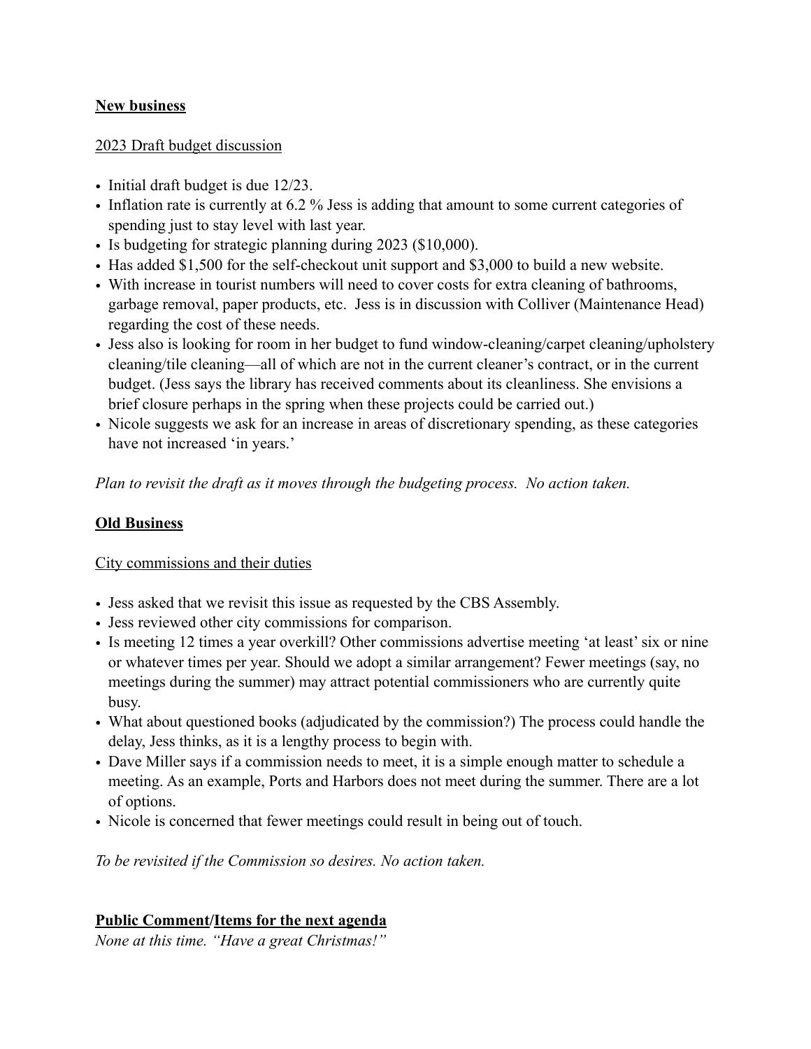**New business**

2023 Draft budget discussion

- Initial draft budget is due 12/23.
- Inflation rate is currently at 6.2 % Jess is adding that amount to some current categories of spending just to stay level with last year.
- Is budgeting for strategic planning during 2023 ($10,000).
- Has added $1,500 for the self-checkout unit support and $3,000 to build a new website.
- With increase in tourist numbers will need to cover costs for extra cleaning of bathrooms, garbage removal, paper products, etc. Jess is in discussion with Colliver (Maintenance Head) regarding the cost of these needs.
- Jess also is looking for room in her budget to fund window-cleaning/carpet cleaning/upholstery cleaning/tile cleaning—all of which are not in the current cleaner's contract, or in the current budget. (Jess says the library has received comments about its cleanliness. She envisions a brief closure perhaps in the spring when these projects could be carried out.)
- Nicole suggests we ask for an increase in areas of discretionary spending, as these categories have not increased 'in years.'

*Plan to revisit the draft as it moves through the budgeting process. No action taken.*

**Old Business**

City commissions and their duties

- Jess asked that we revisit this issue as requested by the CBS Assembly.
- Jess reviewed other city commissions for comparison.
- Is meeting 12 times a year overkill? Other commissions advertise meeting 'at least' six or nine or whatever times per year. Should we adopt a similar arrangement? Fewer meetings (say, no meetings during the summer) may attract potential commissioners who are currently quite busy.
- What about questioned books (adjudicated by the commission?) The process could handle the delay, Jess thinks, as it is a lengthy process to begin with.
- Dave Miller says if a commission needs to meet, it is a simple enough matter to schedule a meeting. As an example, Ports and Harbors does not meet during the summer. There are a lot of options.
- Nicole is concerned that fewer meetings could result in being out of touch.

*To be revisited if the Commission so desires. No action taken.*

**Public Comment/Items for the next agenda**

*None at this time. "Have a great Christmas!"*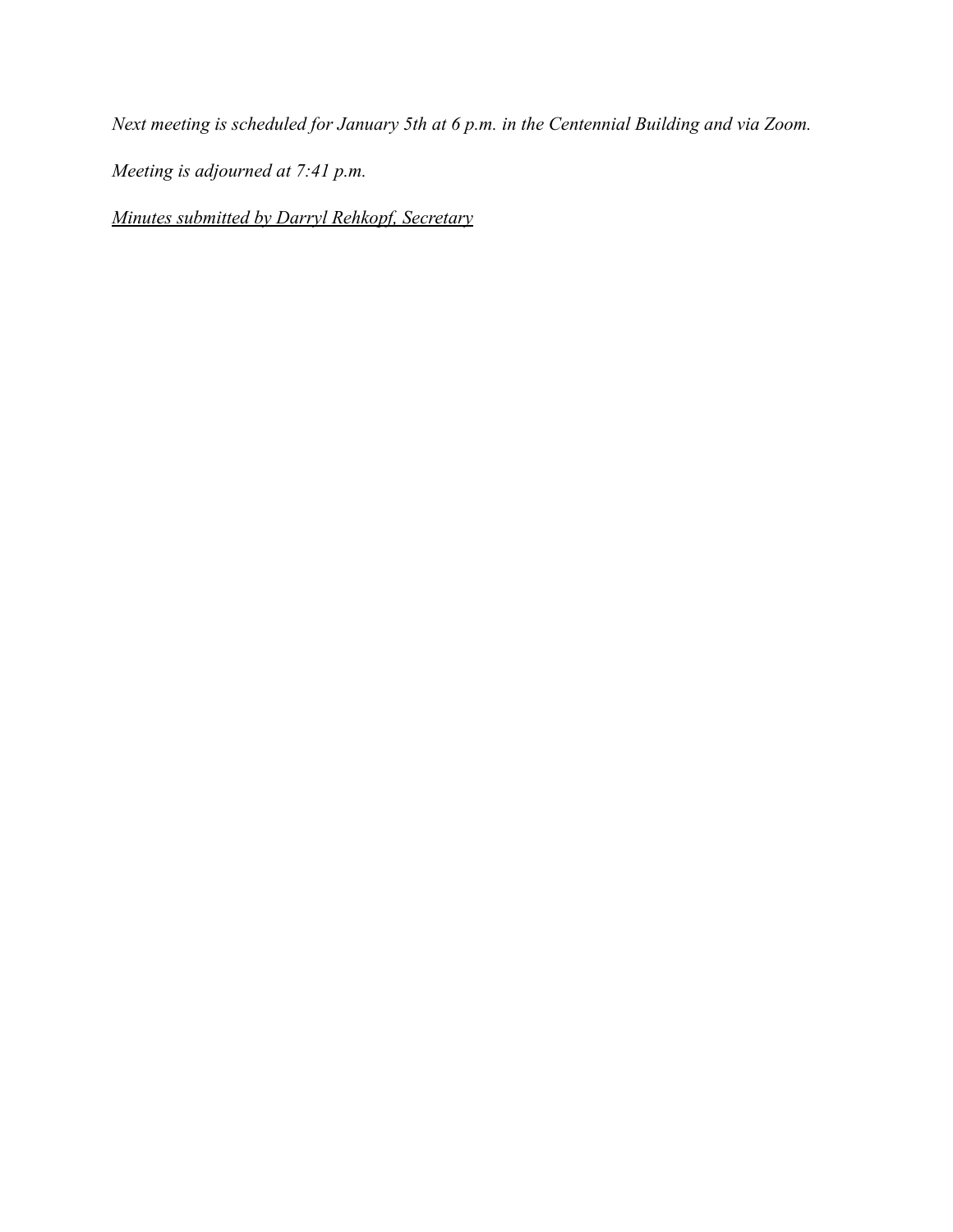*Next meeting is scheduled for January 5th at 6 p.m. in the Centennial Building and via Zoom.*

*Meeting is adjourned at 7:41 p.m.*

*<u>Minutes submitted by Darryl Rehkopf, Secretary</u>*